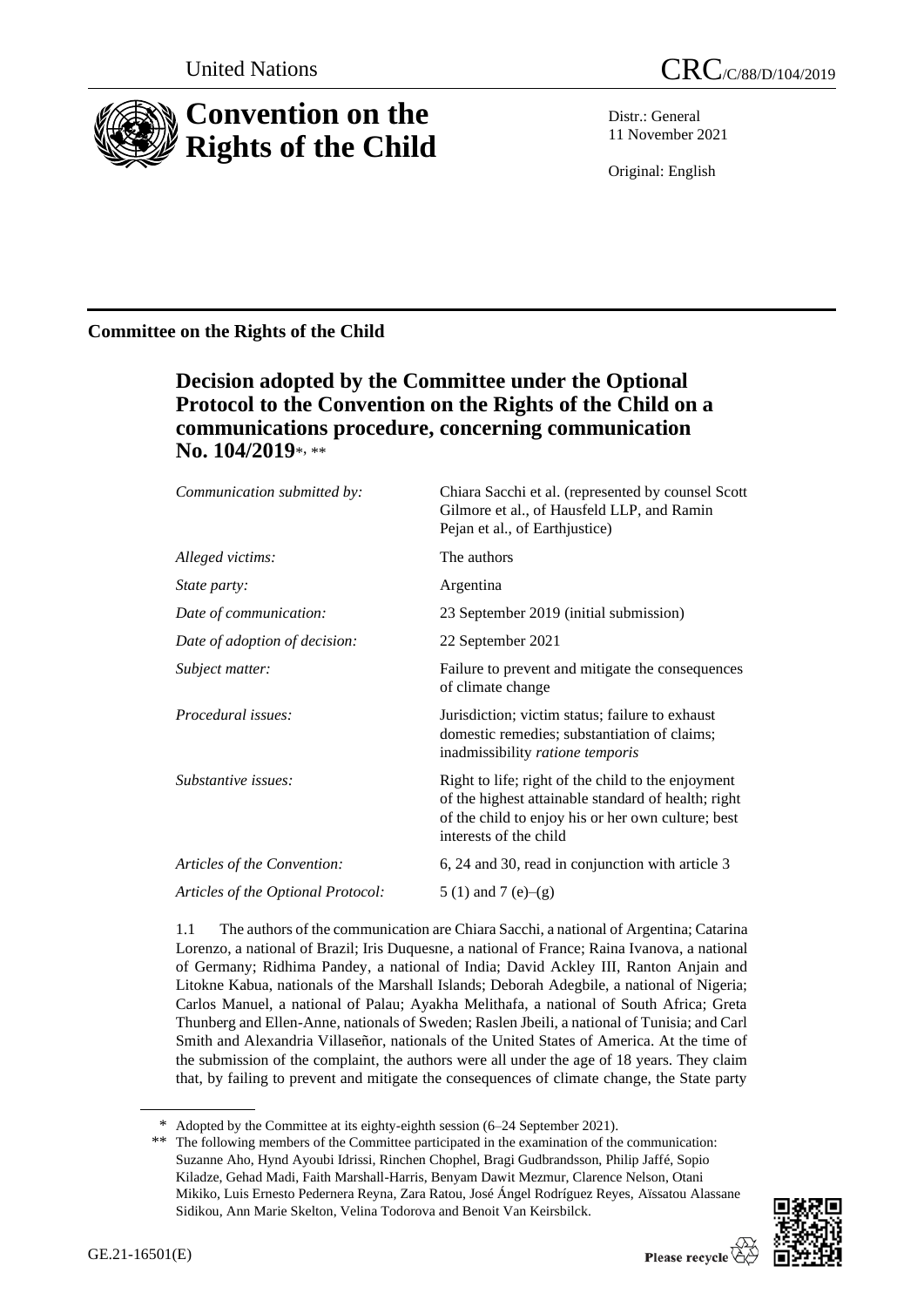United Nations

CRC/C/88/D/104/2019

# Convention on the Rights of the Child

Distr.: General
11 November 2021

Original: English

## Committee on the Rights of the Child

### Decision adopted by the Committee under the Optional Protocol to the Convention on the Rights of the Child on a communications procedure, concerning communication No. 104/2019*, **

| | |
|---|---|
| *Communication submitted by:* | Chiara Sacchi et al. (represented by counsel Scott Gilmore et al., of Hausfeld LLP, and Ramin Pejan et al., of Earthjustice) |
| *Alleged victims:* | The authors |
| *State party:* | Argentina |
| *Date of communication:* | 23 September 2019 (initial submission) |
| *Date of adoption of decision:* | 22 September 2021 |
| *Subject matter:* | Failure to prevent and mitigate the consequences of climate change |
| *Procedural issues:* | Jurisdiction; victim status; failure to exhaust domestic remedies; substantiation of claims; inadmissibility *ratione temporis* |
| *Substantive issues:* | Right to life; right of the child to the enjoyment of the highest attainable standard of health; right of the child to enjoy his or her own culture; best interests of the child |
| *Articles of the Convention:* | 6, 24 and 30, read in conjunction with article 3 |
| *Articles of the Optional Protocol:* | 5 (1) and 7 (e)–(g) |

1.1 The authors of the communication are Chiara Sacchi, a national of Argentina; Catarina Lorenzo, a national of Brazil; Iris Duquesne, a national of France; Raina Ivanova, a national of Germany; Ridhima Pandey, a national of India; David Ackley III, Ranton Anjain and Litokne Kabua, nationals of the Marshall Islands; Deborah Adegbile, a national of Nigeria; Carlos Manuel, a national of Palau; Ayakha Melithafa, a national of South Africa; Greta Thunberg and Ellen-Anne, nationals of Sweden; Raslen Jbeili, a national of Tunisia; and Carl Smith and Alexandria Villaseñor, nationals of the United States of America. At the time of the submission of the complaint, the authors were all under the age of 18 years. They claim that, by failing to prevent and mitigate the consequences of climate change, the State party

\* Adopted by the Committee at its eighty-eighth session (6–24 September 2021).

\*\* The following members of the Committee participated in the examination of the communication: Suzanne Aho, Hynd Ayoubi Idrissi, Rinchen Chophel, Bragi Gudbrandsson, Philip Jaffé, Sopio Kiladze, Gehad Madi, Faith Marshall-Harris, Benyam Dawit Mezmur, Clarence Nelson, Otani Mikiko, Luis Ernesto Pedernera Reyna, Zara Ratou, José Ángel Rodríguez Reyes, Aïssatou Alassane Sidikou, Ann Marie Skelton, Velina Todorova and Benoit Van Keirsbilck.

GE.21-16501(E)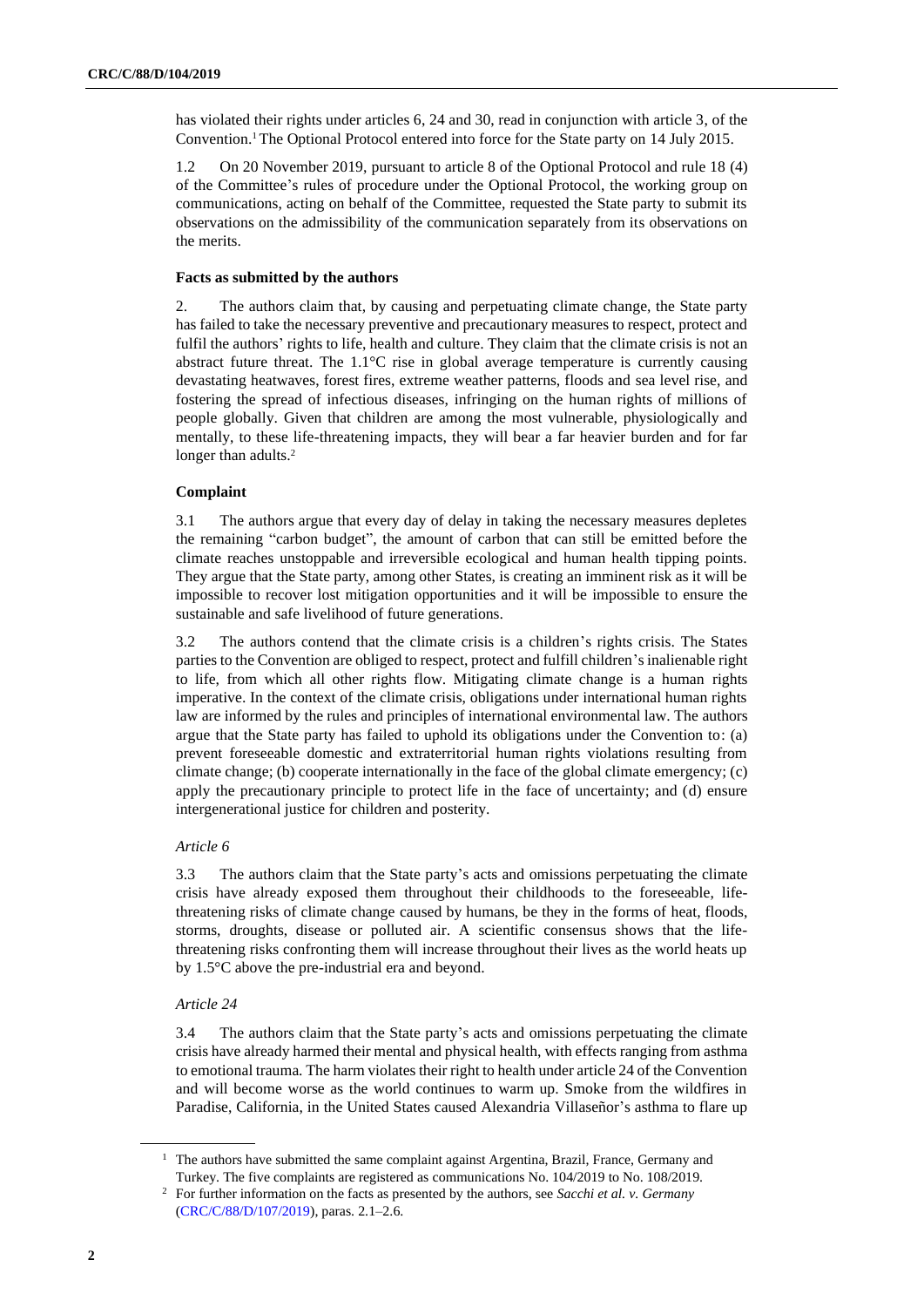has violated their rights under articles 6, 24 and 30, read in conjunction with article 3, of the Convention.[1] The Optional Protocol entered into force for the State party on 14 July 2015.

1.2 On 20 November 2019, pursuant to article 8 of the Optional Protocol and rule 18 (4) of the Committee's rules of procedure under the Optional Protocol, the working group on communications, acting on behalf of the Committee, requested the State party to submit its observations on the admissibility of the communication separately from its observations on the merits.

**Facts as submitted by the authors**

2. The authors claim that, by causing and perpetuating climate change, the State party has failed to take the necessary preventive and precautionary measures to respect, protect and fulfil the authors' rights to life, health and culture. They claim that the climate crisis is not an abstract future threat. The 1.1°C rise in global average temperature is currently causing devastating heatwaves, forest fires, extreme weather patterns, floods and sea level rise, and fostering the spread of infectious diseases, infringing on the human rights of millions of people globally. Given that children are among the most vulnerable, physiologically and mentally, to these life-threatening impacts, they will bear a far heavier burden and for far longer than adults.[2]

**Complaint**

3.1 The authors argue that every day of delay in taking the necessary measures depletes the remaining "carbon budget", the amount of carbon that can still be emitted before the climate reaches unstoppable and irreversible ecological and human health tipping points. They argue that the State party, among other States, is creating an imminent risk as it will be impossible to recover lost mitigation opportunities and it will be impossible to ensure the sustainable and safe livelihood of future generations.

3.2 The authors contend that the climate crisis is a children's rights crisis. The States parties to the Convention are obliged to respect, protect and fulfill children's inalienable right to life, from which all other rights flow. Mitigating climate change is a human rights imperative. In the context of the climate crisis, obligations under international human rights law are informed by the rules and principles of international environmental law. The authors argue that the State party has failed to uphold its obligations under the Convention to: (a) prevent foreseeable domestic and extraterritorial human rights violations resulting from climate change; (b) cooperate internationally in the face of the global climate emergency; (c) apply the precautionary principle to protect life in the face of uncertainty; and (d) ensure intergenerational justice for children and posterity.

*Article 6*

3.3 The authors claim that the State party's acts and omissions perpetuating the climate crisis have already exposed them throughout their childhoods to the foreseeable, life-threatening risks of climate change caused by humans, be they in the forms of heat, floods, storms, droughts, disease or polluted air. A scientific consensus shows that the life-threatening risks confronting them will increase throughout their lives as the world heats up by 1.5°C above the pre-industrial era and beyond.

*Article 24*

3.4 The authors claim that the State party's acts and omissions perpetuating the climate crisis have already harmed their mental and physical health, with effects ranging from asthma to emotional trauma. The harm violates their right to health under article 24 of the Convention and will become worse as the world continues to warm up. Smoke from the wildfires in Paradise, California, in the United States caused Alexandria Villaseñor's asthma to flare up

[1] The authors have submitted the same complaint against Argentina, Brazil, France, Germany and Turkey. The five complaints are registered as communications No. 104/2019 to No. 108/2019.

[2] For further information on the facts as presented by the authors, see *Sacchi et al. v. Germany* (CRC/C/88/D/107/2019), paras. 2.1–2.6.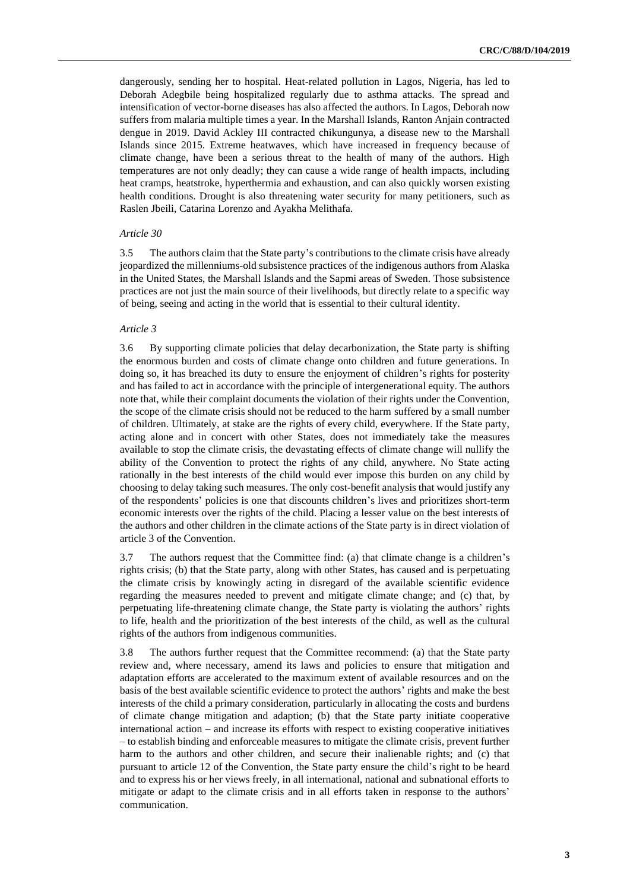dangerously, sending her to hospital. Heat-related pollution in Lagos, Nigeria, has led to Deborah Adegbile being hospitalized regularly due to asthma attacks. The spread and intensification of vector-borne diseases has also affected the authors. In Lagos, Deborah now suffers from malaria multiple times a year. In the Marshall Islands, Ranton Anjain contracted dengue in 2019. David Ackley III contracted chikungunya, a disease new to the Marshall Islands since 2015. Extreme heatwaves, which have increased in frequency because of climate change, have been a serious threat to the health of many of the authors. High temperatures are not only deadly; they can cause a wide range of health impacts, including heat cramps, heatstroke, hyperthermia and exhaustion, and can also quickly worsen existing health conditions. Drought is also threatening water security for many petitioners, such as Raslen Jbeili, Catarina Lorenzo and Ayakha Melithafa.

*Article 30*

3.5 The authors claim that the State party's contributions to the climate crisis have already jeopardized the millenniums-old subsistence practices of the indigenous authors from Alaska in the United States, the Marshall Islands and the Sapmi areas of Sweden. Those subsistence practices are not just the main source of their livelihoods, but directly relate to a specific way of being, seeing and acting in the world that is essential to their cultural identity.

*Article 3*

3.6 By supporting climate policies that delay decarbonization, the State party is shifting the enormous burden and costs of climate change onto children and future generations. In doing so, it has breached its duty to ensure the enjoyment of children's rights for posterity and has failed to act in accordance with the principle of intergenerational equity. The authors note that, while their complaint documents the violation of their rights under the Convention, the scope of the climate crisis should not be reduced to the harm suffered by a small number of children. Ultimately, at stake are the rights of every child, everywhere. If the State party, acting alone and in concert with other States, does not immediately take the measures available to stop the climate crisis, the devastating effects of climate change will nullify the ability of the Convention to protect the rights of any child, anywhere. No State acting rationally in the best interests of the child would ever impose this burden on any child by choosing to delay taking such measures. The only cost-benefit analysis that would justify any of the respondents' policies is one that discounts children's lives and prioritizes short-term economic interests over the rights of the child. Placing a lesser value on the best interests of the authors and other children in the climate actions of the State party is in direct violation of article 3 of the Convention.

3.7 The authors request that the Committee find: (a) that climate change is a children's rights crisis; (b) that the State party, along with other States, has caused and is perpetuating the climate crisis by knowingly acting in disregard of the available scientific evidence regarding the measures needed to prevent and mitigate climate change; and (c) that, by perpetuating life-threatening climate change, the State party is violating the authors' rights to life, health and the prioritization of the best interests of the child, as well as the cultural rights of the authors from indigenous communities.

3.8 The authors further request that the Committee recommend: (a) that the State party review and, where necessary, amend its laws and policies to ensure that mitigation and adaptation efforts are accelerated to the maximum extent of available resources and on the basis of the best available scientific evidence to protect the authors' rights and make the best interests of the child a primary consideration, particularly in allocating the costs and burdens of climate change mitigation and adaption; (b) that the State party initiate cooperative international action – and increase its efforts with respect to existing cooperative initiatives – to establish binding and enforceable measures to mitigate the climate crisis, prevent further harm to the authors and other children, and secure their inalienable rights; and (c) that pursuant to article 12 of the Convention, the State party ensure the child's right to be heard and to express his or her views freely, in all international, national and subnational efforts to mitigate or adapt to the climate crisis and in all efforts taken in response to the authors' communication.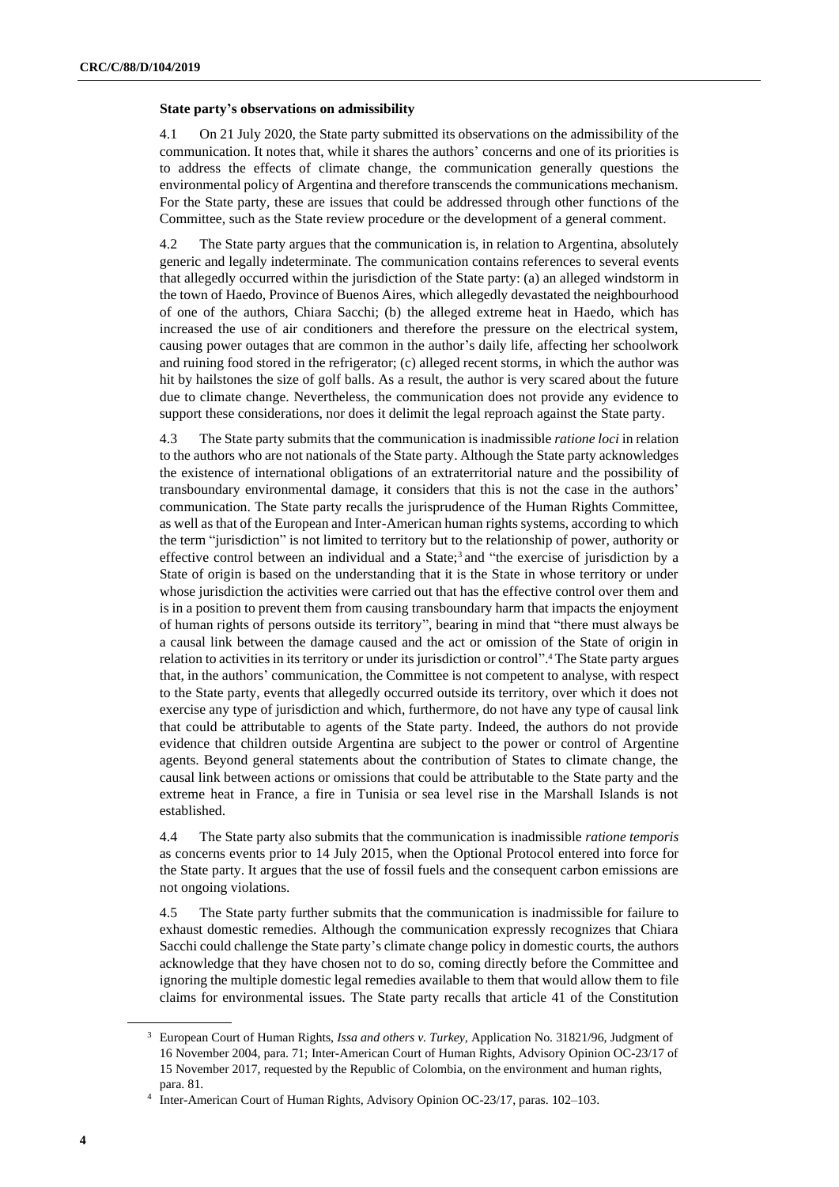**State party's observations on admissibility**

4.1 On 21 July 2020, the State party submitted its observations on the admissibility of the communication. It notes that, while it shares the authors' concerns and one of its priorities is to address the effects of climate change, the communication generally questions the environmental policy of Argentina and therefore transcends the communications mechanism. For the State party, these are issues that could be addressed through other functions of the Committee, such as the State review procedure or the development of a general comment.

4.2 The State party argues that the communication is, in relation to Argentina, absolutely generic and legally indeterminate. The communication contains references to several events that allegedly occurred within the jurisdiction of the State party: (a) an alleged windstorm in the town of Haedo, Province of Buenos Aires, which allegedly devastated the neighbourhood of one of the authors, Chiara Sacchi; (b) the alleged extreme heat in Haedo, which has increased the use of air conditioners and therefore the pressure on the electrical system, causing power outages that are common in the author's daily life, affecting her schoolwork and ruining food stored in the refrigerator; (c) alleged recent storms, in which the author was hit by hailstones the size of golf balls. As a result, the author is very scared about the future due to climate change. Nevertheless, the communication does not provide any evidence to support these considerations, nor does it delimit the legal reproach against the State party.

4.3 The State party submits that the communication is inadmissible *ratione loci* in relation to the authors who are not nationals of the State party. Although the State party acknowledges the existence of international obligations of an extraterritorial nature and the possibility of transboundary environmental damage, it considers that this is not the case in the authors' communication. The State party recalls the jurisprudence of the Human Rights Committee, as well as that of the European and Inter-American human rights systems, according to which the term "jurisdiction" is not limited to territory but to the relationship of power, authority or effective control between an individual and a State;[3] and "the exercise of jurisdiction by a State of origin is based on the understanding that it is the State in whose territory or under whose jurisdiction the activities were carried out that has the effective control over them and is in a position to prevent them from causing transboundary harm that impacts the enjoyment of human rights of persons outside its territory", bearing in mind that "there must always be a causal link between the damage caused and the act or omission of the State of origin in relation to activities in its territory or under its jurisdiction or control".[4] The State party argues that, in the authors' communication, the Committee is not competent to analyse, with respect to the State party, events that allegedly occurred outside its territory, over which it does not exercise any type of jurisdiction and which, furthermore, do not have any type of causal link that could be attributable to agents of the State party. Indeed, the authors do not provide evidence that children outside Argentina are subject to the power or control of Argentine agents. Beyond general statements about the contribution of States to climate change, the causal link between actions or omissions that could be attributable to the State party and the extreme heat in France, a fire in Tunisia or sea level rise in the Marshall Islands is not established.

4.4 The State party also submits that the communication is inadmissible *ratione temporis* as concerns events prior to 14 July 2015, when the Optional Protocol entered into force for the State party. It argues that the use of fossil fuels and the consequent carbon emissions are not ongoing violations.

4.5 The State party further submits that the communication is inadmissible for failure to exhaust domestic remedies. Although the communication expressly recognizes that Chiara Sacchi could challenge the State party's climate change policy in domestic courts, the authors acknowledge that they have chosen not to do so, coming directly before the Committee and ignoring the multiple domestic legal remedies available to them that would allow them to file claims for environmental issues. The State party recalls that article 41 of the Constitution

[3] European Court of Human Rights, *Issa and others v. Turkey*, Application No. 31821/96, Judgment of 16 November 2004, para. 71; Inter-American Court of Human Rights, Advisory Opinion OC-23/17 of 15 November 2017, requested by the Republic of Colombia, on the environment and human rights, para. 81.

[4] Inter-American Court of Human Rights, Advisory Opinion OC-23/17, paras. 102–103.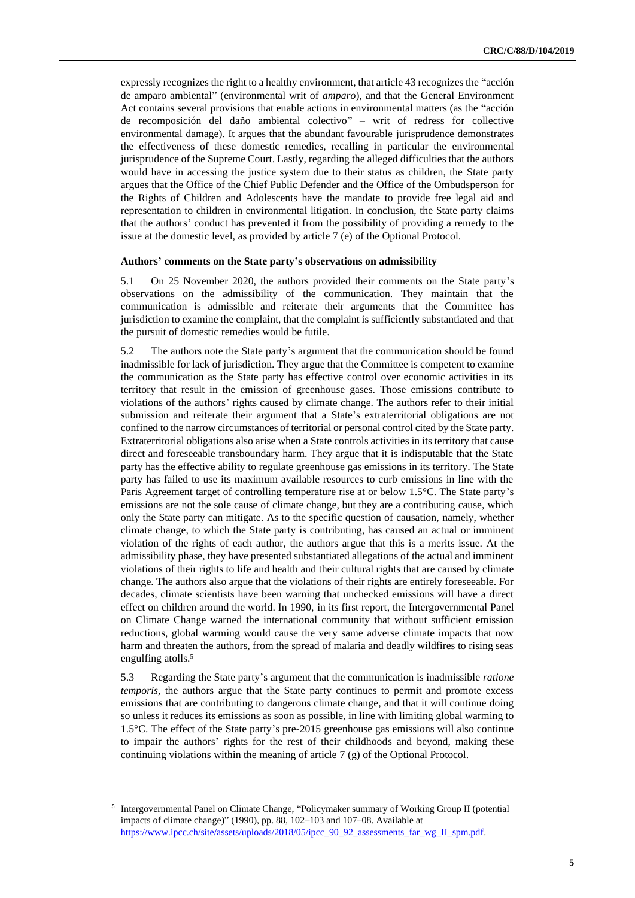expressly recognizes the right to a healthy environment, that article 43 recognizes the "acción de amparo ambiental" (environmental writ of *amparo*), and that the General Environment Act contains several provisions that enable actions in environmental matters (as the "acción de recomposición del daño ambiental colectivo" – writ of redress for collective environmental damage). It argues that the abundant favourable jurisprudence demonstrates the effectiveness of these domestic remedies, recalling in particular the environmental jurisprudence of the Supreme Court. Lastly, regarding the alleged difficulties that the authors would have in accessing the justice system due to their status as children, the State party argues that the Office of the Chief Public Defender and the Office of the Ombudsperson for the Rights of Children and Adolescents have the mandate to provide free legal aid and representation to children in environmental litigation. In conclusion, the State party claims that the authors' conduct has prevented it from the possibility of providing a remedy to the issue at the domestic level, as provided by article 7 (e) of the Optional Protocol.

**Authors' comments on the State party's observations on admissibility**

5.1 On 25 November 2020, the authors provided their comments on the State party's observations on the admissibility of the communication. They maintain that the communication is admissible and reiterate their arguments that the Committee has jurisdiction to examine the complaint, that the complaint is sufficiently substantiated and that the pursuit of domestic remedies would be futile.

5.2 The authors note the State party's argument that the communication should be found inadmissible for lack of jurisdiction. They argue that the Committee is competent to examine the communication as the State party has effective control over economic activities in its territory that result in the emission of greenhouse gases. Those emissions contribute to violations of the authors' rights caused by climate change. The authors refer to their initial submission and reiterate their argument that a State's extraterritorial obligations are not confined to the narrow circumstances of territorial or personal control cited by the State party. Extraterritorial obligations also arise when a State controls activities in its territory that cause direct and foreseeable transboundary harm. They argue that it is indisputable that the State party has the effective ability to regulate greenhouse gas emissions in its territory. The State party has failed to use its maximum available resources to curb emissions in line with the Paris Agreement target of controlling temperature rise at or below 1.5°C. The State party's emissions are not the sole cause of climate change, but they are a contributing cause, which only the State party can mitigate. As to the specific question of causation, namely, whether climate change, to which the State party is contributing, has caused an actual or imminent violation of the rights of each author, the authors argue that this is a merits issue. At the admissibility phase, they have presented substantiated allegations of the actual and imminent violations of their rights to life and health and their cultural rights that are caused by climate change. The authors also argue that the violations of their rights are entirely foreseeable. For decades, climate scientists have been warning that unchecked emissions will have a direct effect on children around the world. In 1990, in its first report, the Intergovernmental Panel on Climate Change warned the international community that without sufficient emission reductions, global warming would cause the very same adverse climate impacts that now harm and threaten the authors, from the spread of malaria and deadly wildfires to rising seas engulfing atolls.[5]

5.3 Regarding the State party's argument that the communication is inadmissible *ratione temporis*, the authors argue that the State party continues to permit and promote excess emissions that are contributing to dangerous climate change, and that it will continue doing so unless it reduces its emissions as soon as possible, in line with limiting global warming to 1.5°C. The effect of the State party's pre-2015 greenhouse gas emissions will also continue to impair the authors' rights for the rest of their childhoods and beyond, making these continuing violations within the meaning of article 7 (g) of the Optional Protocol.

---

[5] Intergovernmental Panel on Climate Change, "Policymaker summary of Working Group II (potential impacts of climate change)" (1990), pp. 88, 102–103 and 107–08. Available at https://www.ipcc.ch/site/assets/uploads/2018/05/ipcc_90_92_assessments_far_wg_II_spm.pdf.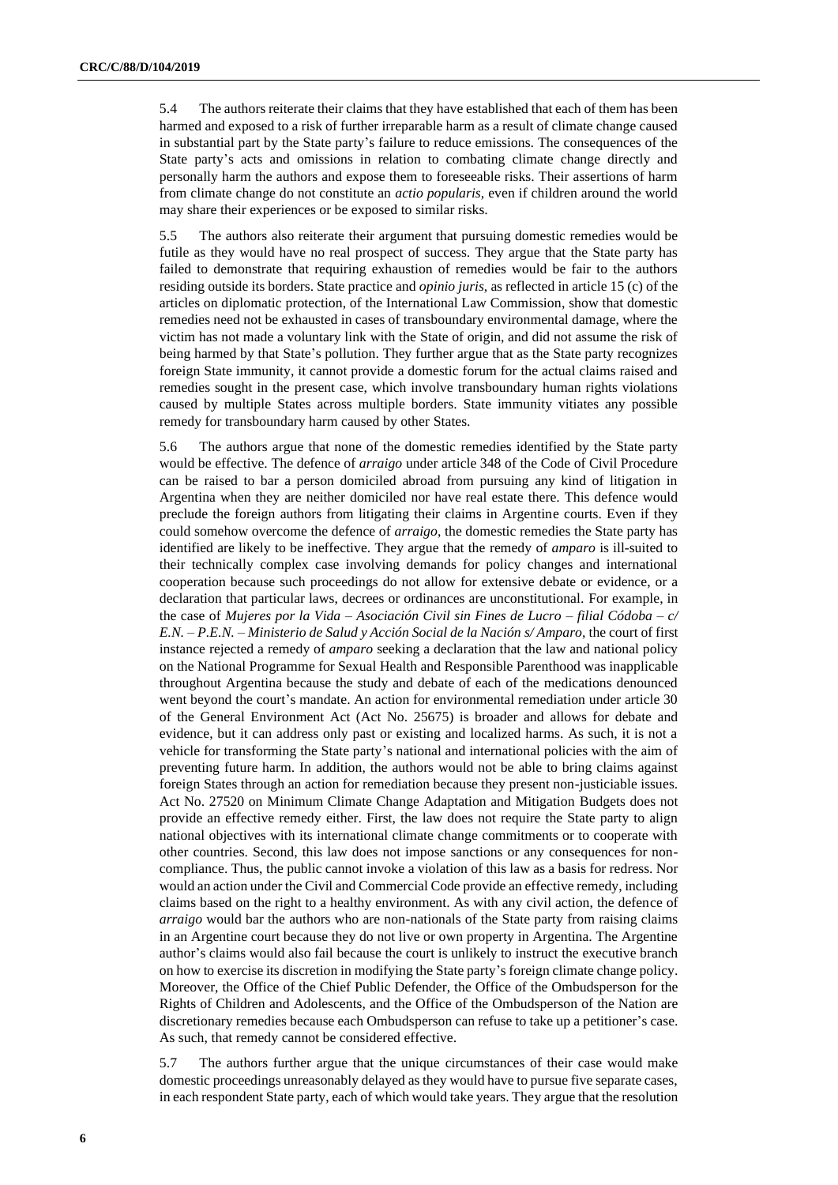5.4 The authors reiterate their claims that they have established that each of them has been harmed and exposed to a risk of further irreparable harm as a result of climate change caused in substantial part by the State party's failure to reduce emissions. The consequences of the State party's acts and omissions in relation to combating climate change directly and personally harm the authors and expose them to foreseeable risks. Their assertions of harm from climate change do not constitute an *actio popularis*, even if children around the world may share their experiences or be exposed to similar risks.

5.5 The authors also reiterate their argument that pursuing domestic remedies would be futile as they would have no real prospect of success. They argue that the State party has failed to demonstrate that requiring exhaustion of remedies would be fair to the authors residing outside its borders. State practice and *opinio juris*, as reflected in article 15 (c) of the articles on diplomatic protection, of the International Law Commission, show that domestic remedies need not be exhausted in cases of transboundary environmental damage, where the victim has not made a voluntary link with the State of origin, and did not assume the risk of being harmed by that State's pollution. They further argue that as the State party recognizes foreign State immunity, it cannot provide a domestic forum for the actual claims raised and remedies sought in the present case, which involve transboundary human rights violations caused by multiple States across multiple borders. State immunity vitiates any possible remedy for transboundary harm caused by other States.

5.6 The authors argue that none of the domestic remedies identified by the State party would be effective. The defence of *arraigo* under article 348 of the Code of Civil Procedure can be raised to bar a person domiciled abroad from pursuing any kind of litigation in Argentina when they are neither domiciled nor have real estate there. This defence would preclude the foreign authors from litigating their claims in Argentine courts. Even if they could somehow overcome the defence of *arraigo*, the domestic remedies the State party has identified are likely to be ineffective. They argue that the remedy of *amparo* is ill-suited to their technically complex case involving demands for policy changes and international cooperation because such proceedings do not allow for extensive debate or evidence, or a declaration that particular laws, decrees or ordinances are unconstitutional. For example, in the case of *Mujeres por la Vida – Asociación Civil sin Fines de Lucro – filial Códoba – c/ E.N. – P.E.N. – Ministerio de Salud y Acción Social de la Nación s/ Amparo*, the court of first instance rejected a remedy of *amparo* seeking a declaration that the law and national policy on the National Programme for Sexual Health and Responsible Parenthood was inapplicable throughout Argentina because the study and debate of each of the medications denounced went beyond the court's mandate. An action for environmental remediation under article 30 of the General Environment Act (Act No. 25675) is broader and allows for debate and evidence, but it can address only past or existing and localized harms. As such, it is not a vehicle for transforming the State party's national and international policies with the aim of preventing future harm. In addition, the authors would not be able to bring claims against foreign States through an action for remediation because they present non-justiciable issues. Act No. 27520 on Minimum Climate Change Adaptation and Mitigation Budgets does not provide an effective remedy either. First, the law does not require the State party to align national objectives with its international climate change commitments or to cooperate with other countries. Second, this law does not impose sanctions or any consequences for non-compliance. Thus, the public cannot invoke a violation of this law as a basis for redress. Nor would an action under the Civil and Commercial Code provide an effective remedy, including claims based on the right to a healthy environment. As with any civil action, the defence of *arraigo* would bar the authors who are non-nationals of the State party from raising claims in an Argentine court because they do not live or own property in Argentina. The Argentine author's claims would also fail because the court is unlikely to instruct the executive branch on how to exercise its discretion in modifying the State party's foreign climate change policy. Moreover, the Office of the Chief Public Defender, the Office of the Ombudsperson for the Rights of Children and Adolescents, and the Office of the Ombudsperson of the Nation are discretionary remedies because each Ombudsperson can refuse to take up a petitioner's case. As such, that remedy cannot be considered effective.

5.7 The authors further argue that the unique circumstances of their case would make domestic proceedings unreasonably delayed as they would have to pursue five separate cases, in each respondent State party, each of which would take years. They argue that the resolution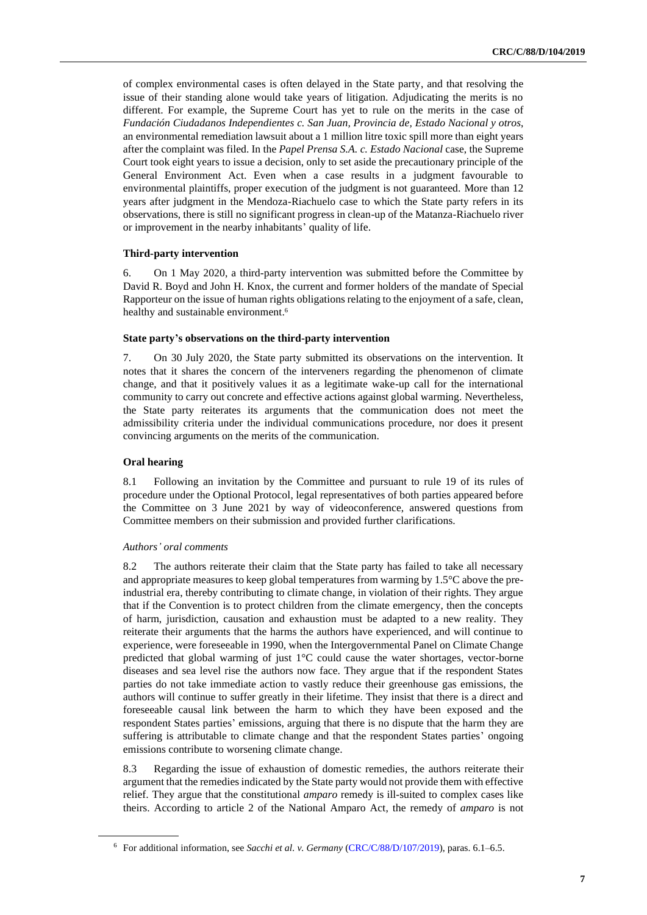of complex environmental cases is often delayed in the State party, and that resolving the issue of their standing alone would take years of litigation. Adjudicating the merits is no different. For example, the Supreme Court has yet to rule on the merits in the case of *Fundación Ciudadanos Independientes c. San Juan, Provincia de, Estado Nacional y otros*, an environmental remediation lawsuit about a 1 million litre toxic spill more than eight years after the complaint was filed. In the *Papel Prensa S.A. c. Estado Nacional* case, the Supreme Court took eight years to issue a decision, only to set aside the precautionary principle of the General Environment Act. Even when a case results in a judgment favourable to environmental plaintiffs, proper execution of the judgment is not guaranteed. More than 12 years after judgment in the Mendoza-Riachuelo case to which the State party refers in its observations, there is still no significant progress in clean-up of the Matanza-Riachuelo river or improvement in the nearby inhabitants' quality of life.

### Third-party intervention

6. On 1 May 2020, a third-party intervention was submitted before the Committee by David R. Boyd and John H. Knox, the current and former holders of the mandate of Special Rapporteur on the issue of human rights obligations relating to the enjoyment of a safe, clean, healthy and sustainable environment.[6]

### State party's observations on the third-party intervention

7. On 30 July 2020, the State party submitted its observations on the intervention. It notes that it shares the concern of the interveners regarding the phenomenon of climate change, and that it positively values it as a legitimate wake-up call for the international community to carry out concrete and effective actions against global warming. Nevertheless, the State party reiterates its arguments that the communication does not meet the admissibility criteria under the individual communications procedure, nor does it present convincing arguments on the merits of the communication.

### Oral hearing

8.1 Following an invitation by the Committee and pursuant to rule 19 of its rules of procedure under the Optional Protocol, legal representatives of both parties appeared before the Committee on 3 June 2021 by way of videoconference, answered questions from Committee members on their submission and provided further clarifications.

#### *Authors' oral comments*

8.2 The authors reiterate their claim that the State party has failed to take all necessary and appropriate measures to keep global temperatures from warming by 1.5°C above the pre-industrial era, thereby contributing to climate change, in violation of their rights. They argue that if the Convention is to protect children from the climate emergency, then the concepts of harm, jurisdiction, causation and exhaustion must be adapted to a new reality. They reiterate their arguments that the harms the authors have experienced, and will continue to experience, were foreseeable in 1990, when the Intergovernmental Panel on Climate Change predicted that global warming of just 1°C could cause the water shortages, vector-borne diseases and sea level rise the authors now face. They argue that if the respondent States parties do not take immediate action to vastly reduce their greenhouse gas emissions, the authors will continue to suffer greatly in their lifetime. They insist that there is a direct and foreseeable causal link between the harm to which they have been exposed and the respondent States parties' emissions, arguing that there is no dispute that the harm they are suffering is attributable to climate change and that the respondent States parties' ongoing emissions contribute to worsening climate change.

8.3 Regarding the issue of exhaustion of domestic remedies, the authors reiterate their argument that the remedies indicated by the State party would not provide them with effective relief. They argue that the constitutional *amparo* remedy is ill-suited to complex cases like theirs. According to article 2 of the National Amparo Act, the remedy of *amparo* is not

---

[6] For additional information, see *Sacchi et al. v. Germany* (CRC/C/88/D/107/2019), paras. 6.1–6.5.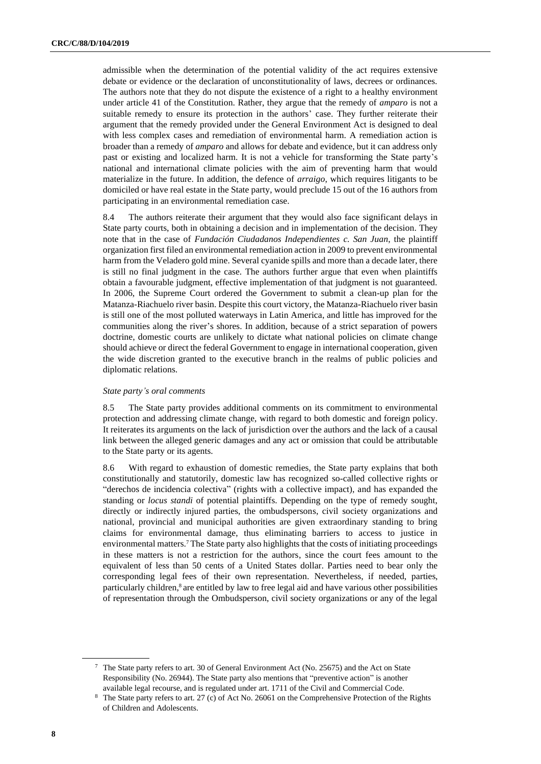admissible when the determination of the potential validity of the act requires extensive debate or evidence or the declaration of unconstitutionality of laws, decrees or ordinances. The authors note that they do not dispute the existence of a right to a healthy environment under article 41 of the Constitution. Rather, they argue that the remedy of *amparo* is not a suitable remedy to ensure its protection in the authors' case. They further reiterate their argument that the remedy provided under the General Environment Act is designed to deal with less complex cases and remediation of environmental harm. A remediation action is broader than a remedy of *amparo* and allows for debate and evidence, but it can address only past or existing and localized harm. It is not a vehicle for transforming the State party's national and international climate policies with the aim of preventing harm that would materialize in the future. In addition, the defence of *arraigo*, which requires litigants to be domiciled or have real estate in the State party, would preclude 15 out of the 16 authors from participating in an environmental remediation case.

8.4 The authors reiterate their argument that they would also face significant delays in State party courts, both in obtaining a decision and in implementation of the decision. They note that in the case of *Fundación Ciudadanos Independientes c. San Juan*, the plaintiff organization first filed an environmental remediation action in 2009 to prevent environmental harm from the Veladero gold mine. Several cyanide spills and more than a decade later, there is still no final judgment in the case. The authors further argue that even when plaintiffs obtain a favourable judgment, effective implementation of that judgment is not guaranteed. In 2006, the Supreme Court ordered the Government to submit a clean-up plan for the Matanza-Riachuelo river basin. Despite this court victory, the Matanza-Riachuelo river basin is still one of the most polluted waterways in Latin America, and little has improved for the communities along the river's shores. In addition, because of a strict separation of powers doctrine, domestic courts are unlikely to dictate what national policies on climate change should achieve or direct the federal Government to engage in international cooperation, given the wide discretion granted to the executive branch in the realms of public policies and diplomatic relations.

*State party's oral comments*

8.5 The State party provides additional comments on its commitment to environmental protection and addressing climate change, with regard to both domestic and foreign policy. It reiterates its arguments on the lack of jurisdiction over the authors and the lack of a causal link between the alleged generic damages and any act or omission that could be attributable to the State party or its agents.

8.6 With regard to exhaustion of domestic remedies, the State party explains that both constitutionally and statutorily, domestic law has recognized so-called collective rights or "derechos de incidencia colectiva" (rights with a collective impact), and has expanded the standing or *locus standi* of potential plaintiffs. Depending on the type of remedy sought, directly or indirectly injured parties, the ombudspersons, civil society organizations and national, provincial and municipal authorities are given extraordinary standing to bring claims for environmental damage, thus eliminating barriers to access to justice in environmental matters.[7] The State party also highlights that the costs of initiating proceedings in these matters is not a restriction for the authors, since the court fees amount to the equivalent of less than 50 cents of a United States dollar. Parties need to bear only the corresponding legal fees of their own representation. Nevertheless, if needed, parties, particularly children,[8] are entitled by law to free legal aid and have various other possibilities of representation through the Ombudsperson, civil society organizations or any of the legal

---

[7] The State party refers to art. 30 of General Environment Act (No. 25675) and the Act on State Responsibility (No. 26944). The State party also mentions that "preventive action" is another available legal recourse, and is regulated under art. 1711 of the Civil and Commercial Code.

[8] The State party refers to art. 27 (c) of Act No. 26061 on the Comprehensive Protection of the Rights of Children and Adolescents.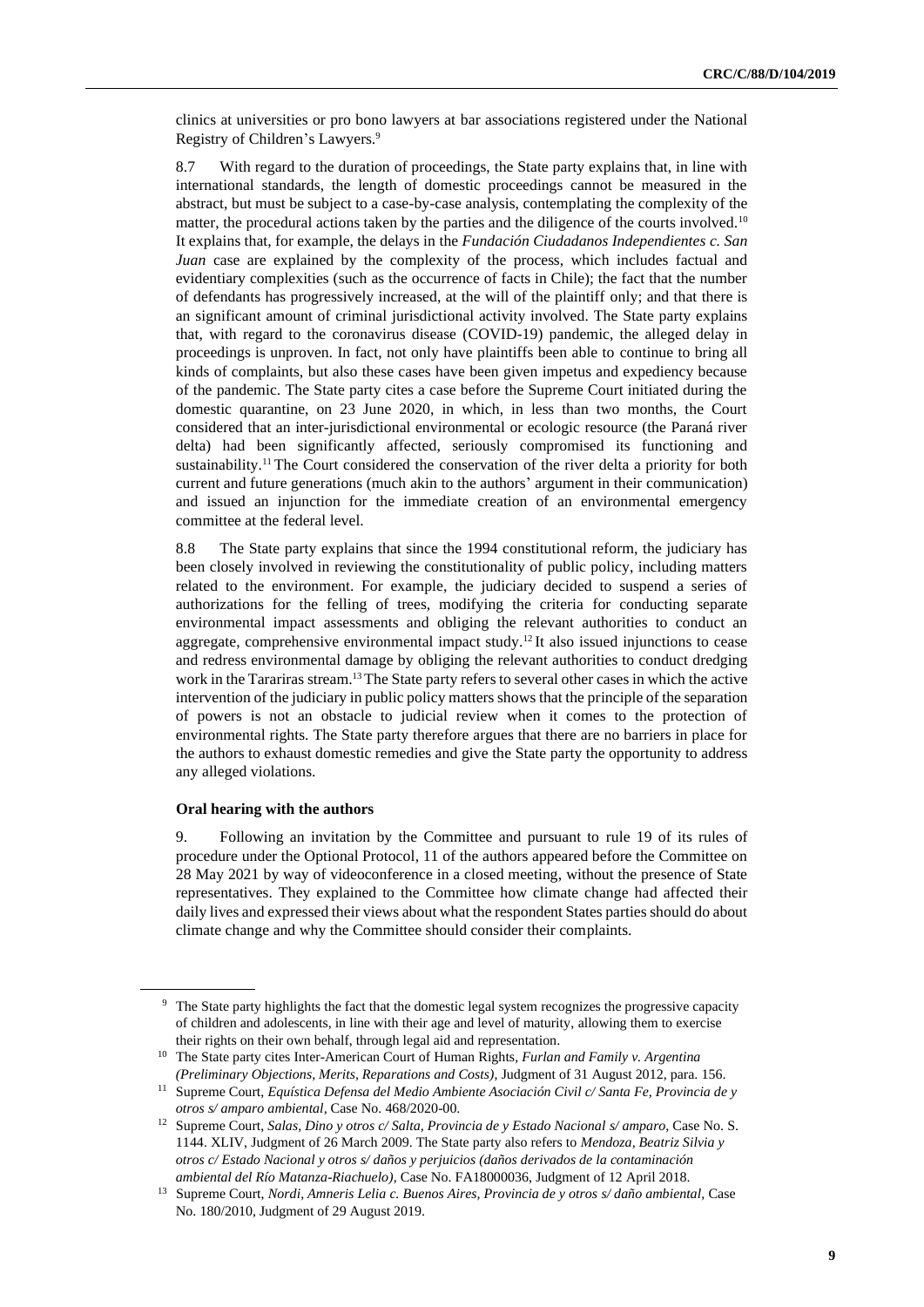clinics at universities or pro bono lawyers at bar associations registered under the National Registry of Children's Lawyers.[9]

8.7 With regard to the duration of proceedings, the State party explains that, in line with international standards, the length of domestic proceedings cannot be measured in the abstract, but must be subject to a case-by-case analysis, contemplating the complexity of the matter, the procedural actions taken by the parties and the diligence of the courts involved.[10] It explains that, for example, the delays in the *Fundación Ciudadanos Independientes c. San Juan* case are explained by the complexity of the process, which includes factual and evidentiary complexities (such as the occurrence of facts in Chile); the fact that the number of defendants has progressively increased, at the will of the plaintiff only; and that there is an significant amount of criminal jurisdictional activity involved. The State party explains that, with regard to the coronavirus disease (COVID-19) pandemic, the alleged delay in proceedings is unproven. In fact, not only have plaintiffs been able to continue to bring all kinds of complaints, but also these cases have been given impetus and expediency because of the pandemic. The State party cites a case before the Supreme Court initiated during the domestic quarantine, on 23 June 2020, in which, in less than two months, the Court considered that an inter-jurisdictional environmental or ecologic resource (the Paraná river delta) had been significantly affected, seriously compromised its functioning and sustainability.[11] The Court considered the conservation of the river delta a priority for both current and future generations (much akin to the authors' argument in their communication) and issued an injunction for the immediate creation of an environmental emergency committee at the federal level.

8.8 The State party explains that since the 1994 constitutional reform, the judiciary has been closely involved in reviewing the constitutionality of public policy, including matters related to the environment. For example, the judiciary decided to suspend a series of authorizations for the felling of trees, modifying the criteria for conducting separate environmental impact assessments and obliging the relevant authorities to conduct an aggregate, comprehensive environmental impact study.[12] It also issued injunctions to cease and redress environmental damage by obliging the relevant authorities to conduct dredging work in the Tarariras stream.[13] The State party refers to several other cases in which the active intervention of the judiciary in public policy matters shows that the principle of the separation of powers is not an obstacle to judicial review when it comes to the protection of environmental rights. The State party therefore argues that there are no barriers in place for the authors to exhaust domestic remedies and give the State party the opportunity to address any alleged violations.

**Oral hearing with the authors**

9. Following an invitation by the Committee and pursuant to rule 19 of its rules of procedure under the Optional Protocol, 11 of the authors appeared before the Committee on 28 May 2021 by way of videoconference in a closed meeting, without the presence of State representatives. They explained to the Committee how climate change had affected their daily lives and expressed their views about what the respondent States parties should do about climate change and why the Committee should consider their complaints.

---

[9] The State party highlights the fact that the domestic legal system recognizes the progressive capacity of children and adolescents, in line with their age and level of maturity, allowing them to exercise their rights on their own behalf, through legal aid and representation.

[10] The State party cites Inter-American Court of Human Rights, *Furlan and Family v. Argentina (Preliminary Objections, Merits, Reparations and Costs)*, Judgment of 31 August 2012, para. 156.

[11] Supreme Court, *Equística Defensa del Medio Ambiente Asociación Civil c/ Santa Fe, Provincia de y otros s/ amparo ambiental*, Case No. 468/2020-00.

[12] Supreme Court, *Salas, Dino y otros c/ Salta, Provincia de y Estado Nacional s/ amparo*, Case No. S. 1144. XLIV, Judgment of 26 March 2009. The State party also refers to *Mendoza, Beatriz Silvia y otros c/ Estado Nacional y otros s/ daños y perjuicios (daños derivados de la contaminación ambiental del Río Matanza-Riachuelo)*, Case No. FA18000036, Judgment of 12 April 2018.

[13] Supreme Court, *Nordi, Amneris Lelia c. Buenos Aires, Provincia de y otros s/ daño ambiental*, Case No. 180/2010, Judgment of 29 August 2019.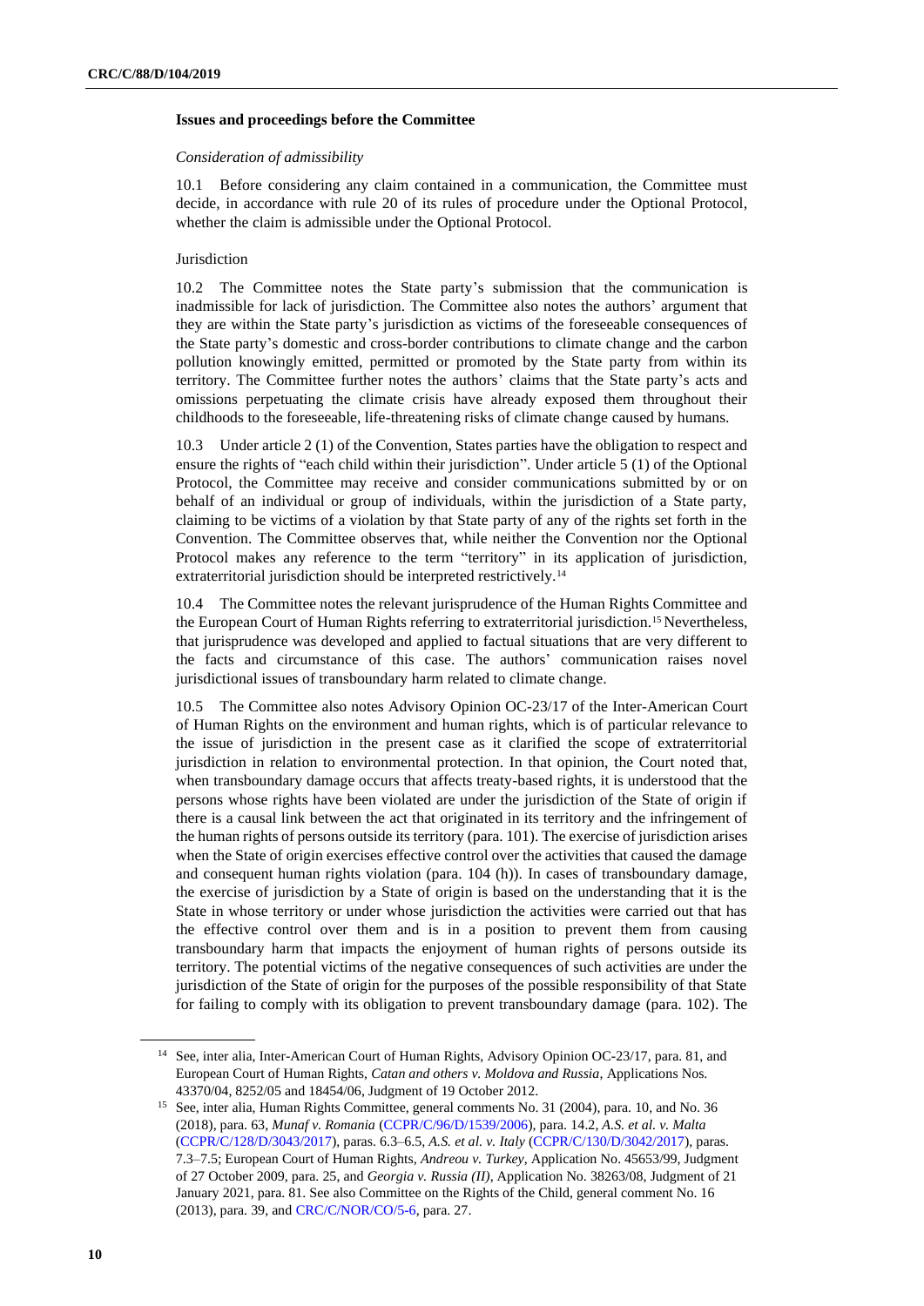**Issues and proceedings before the Committee**

*Consideration of admissibility*

10.1 Before considering any claim contained in a communication, the Committee must decide, in accordance with rule 20 of its rules of procedure under the Optional Protocol, whether the claim is admissible under the Optional Protocol.

Jurisdiction

10.2 The Committee notes the State party's submission that the communication is inadmissible for lack of jurisdiction. The Committee also notes the authors' argument that they are within the State party's jurisdiction as victims of the foreseeable consequences of the State party's domestic and cross-border contributions to climate change and the carbon pollution knowingly emitted, permitted or promoted by the State party from within its territory. The Committee further notes the authors' claims that the State party's acts and omissions perpetuating the climate crisis have already exposed them throughout their childhoods to the foreseeable, life-threatening risks of climate change caused by humans.

10.3 Under article 2 (1) of the Convention, States parties have the obligation to respect and ensure the rights of "each child within their jurisdiction". Under article 5 (1) of the Optional Protocol, the Committee may receive and consider communications submitted by or on behalf of an individual or group of individuals, within the jurisdiction of a State party, claiming to be victims of a violation by that State party of any of the rights set forth in the Convention. The Committee observes that, while neither the Convention nor the Optional Protocol makes any reference to the term "territory" in its application of jurisdiction, extraterritorial jurisdiction should be interpreted restrictively.[14]

10.4 The Committee notes the relevant jurisprudence of the Human Rights Committee and the European Court of Human Rights referring to extraterritorial jurisdiction.[15] Nevertheless, that jurisprudence was developed and applied to factual situations that are very different to the facts and circumstance of this case. The authors' communication raises novel jurisdictional issues of transboundary harm related to climate change.

10.5 The Committee also notes Advisory Opinion OC-23/17 of the Inter-American Court of Human Rights on the environment and human rights, which is of particular relevance to the issue of jurisdiction in the present case as it clarified the scope of extraterritorial jurisdiction in relation to environmental protection. In that opinion, the Court noted that, when transboundary damage occurs that affects treaty-based rights, it is understood that the persons whose rights have been violated are under the jurisdiction of the State of origin if there is a causal link between the act that originated in its territory and the infringement of the human rights of persons outside its territory (para. 101). The exercise of jurisdiction arises when the State of origin exercises effective control over the activities that caused the damage and consequent human rights violation (para. 104 (h)). In cases of transboundary damage, the exercise of jurisdiction by a State of origin is based on the understanding that it is the State in whose territory or under whose jurisdiction the activities were carried out that has the effective control over them and is in a position to prevent them from causing transboundary harm that impacts the enjoyment of human rights of persons outside its territory. The potential victims of the negative consequences of such activities are under the jurisdiction of the State of origin for the purposes of the possible responsibility of that State for failing to comply with its obligation to prevent transboundary damage (para. 102). The

---

[14] See, inter alia, Inter-American Court of Human Rights, Advisory Opinion OC-23/17, para. 81, and European Court of Human Rights, *Catan and others v. Moldova and Russia*, Applications Nos. 43370/04, 8252/05 and 18454/06, Judgment of 19 October 2012.

[15] See, inter alia, Human Rights Committee, general comments No. 31 (2004), para. 10, and No. 36 (2018), para. 63, *Munaf v. Romania* (CCPR/C/96/D/1539/2006), para. 14.2, *A.S. et al. v. Malta* (CCPR/C/128/D/3043/2017), paras. 6.3–6.5, *A.S. et al. v. Italy* (CCPR/C/130/D/3042/2017), paras. 7.3–7.5; European Court of Human Rights, *Andreou v. Turkey*, Application No. 45653/99, Judgment of 27 October 2009, para. 25, and *Georgia v. Russia (II)*, Application No. 38263/08, Judgment of 21 January 2021, para. 81. See also Committee on the Rights of the Child, general comment No. 16 (2013), para. 39, and CRC/C/NOR/CO/5-6, para. 27.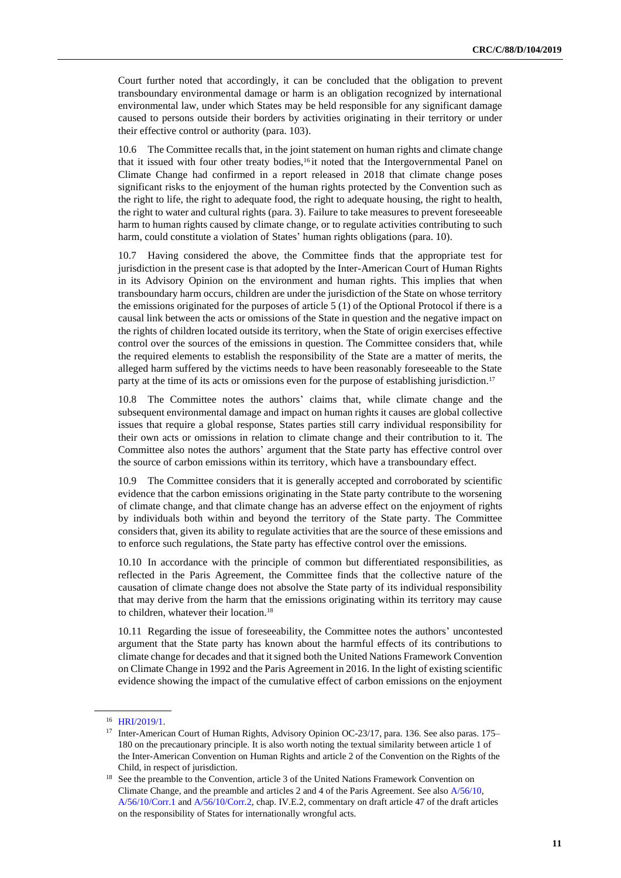Court further noted that accordingly, it can be concluded that the obligation to prevent transboundary environmental damage or harm is an obligation recognized by international environmental law, under which States may be held responsible for any significant damage caused to persons outside their borders by activities originating in their territory or under their effective control or authority (para. 103).

10.6 The Committee recalls that, in the joint statement on human rights and climate change that it issued with four other treaty bodies,[16] it noted that the Intergovernmental Panel on Climate Change had confirmed in a report released in 2018 that climate change poses significant risks to the enjoyment of the human rights protected by the Convention such as the right to life, the right to adequate food, the right to adequate housing, the right to health, the right to water and cultural rights (para. 3). Failure to take measures to prevent foreseeable harm to human rights caused by climate change, or to regulate activities contributing to such harm, could constitute a violation of States' human rights obligations (para. 10).

10.7 Having considered the above, the Committee finds that the appropriate test for jurisdiction in the present case is that adopted by the Inter-American Court of Human Rights in its Advisory Opinion on the environment and human rights. This implies that when transboundary harm occurs, children are under the jurisdiction of the State on whose territory the emissions originated for the purposes of article 5 (1) of the Optional Protocol if there is a causal link between the acts or omissions of the State in question and the negative impact on the rights of children located outside its territory, when the State of origin exercises effective control over the sources of the emissions in question. The Committee considers that, while the required elements to establish the responsibility of the State are a matter of merits, the alleged harm suffered by the victims needs to have been reasonably foreseeable to the State party at the time of its acts or omissions even for the purpose of establishing jurisdiction.[17]

10.8 The Committee notes the authors' claims that, while climate change and the subsequent environmental damage and impact on human rights it causes are global collective issues that require a global response, States parties still carry individual responsibility for their own acts or omissions in relation to climate change and their contribution to it. The Committee also notes the authors' argument that the State party has effective control over the source of carbon emissions within its territory, which have a transboundary effect.

10.9 The Committee considers that it is generally accepted and corroborated by scientific evidence that the carbon emissions originating in the State party contribute to the worsening of climate change, and that climate change has an adverse effect on the enjoyment of rights by individuals both within and beyond the territory of the State party. The Committee considers that, given its ability to regulate activities that are the source of these emissions and to enforce such regulations, the State party has effective control over the emissions.

10.10 In accordance with the principle of common but differentiated responsibilities, as reflected in the Paris Agreement, the Committee finds that the collective nature of the causation of climate change does not absolve the State party of its individual responsibility that may derive from the harm that the emissions originating within its territory may cause to children, whatever their location.[18]

10.11 Regarding the issue of foreseeability, the Committee notes the authors' uncontested argument that the State party has known about the harmful effects of its contributions to climate change for decades and that it signed both the United Nations Framework Convention on Climate Change in 1992 and the Paris Agreement in 2016. In the light of existing scientific evidence showing the impact of the cumulative effect of carbon emissions on the enjoyment

---

[16] HRI/2019/1.

[17] Inter-American Court of Human Rights, Advisory Opinion OC-23/17, para. 136. See also paras. 175–180 on the precautionary principle. It is also worth noting the textual similarity between article 1 of the Inter-American Convention on Human Rights and article 2 of the Convention on the Rights of the Child, in respect of jurisdiction.

[18] See the preamble to the Convention, article 3 of the United Nations Framework Convention on Climate Change, and the preamble and articles 2 and 4 of the Paris Agreement. See also A/56/10, A/56/10/Corr.1 and A/56/10/Corr.2, chap. IV.E.2, commentary on draft article 47 of the draft articles on the responsibility of States for internationally wrongful acts.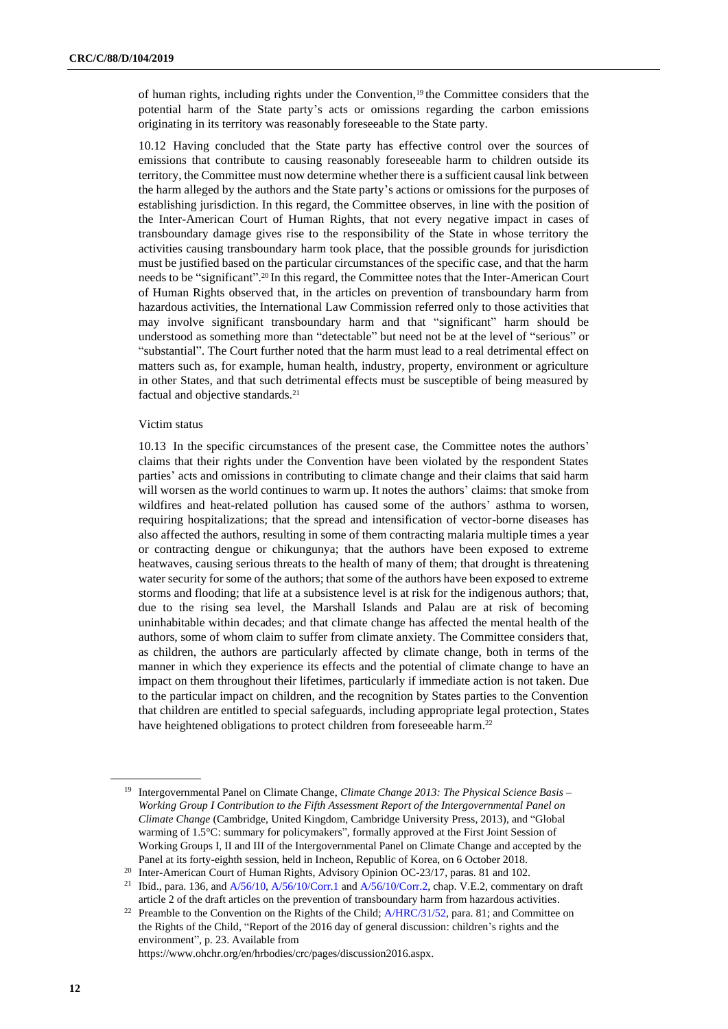of human rights, including rights under the Convention,[19] the Committee considers that the potential harm of the State party's acts or omissions regarding the carbon emissions originating in its territory was reasonably foreseeable to the State party.

10.12 Having concluded that the State party has effective control over the sources of emissions that contribute to causing reasonably foreseeable harm to children outside its territory, the Committee must now determine whether there is a sufficient causal link between the harm alleged by the authors and the State party's actions or omissions for the purposes of establishing jurisdiction. In this regard, the Committee observes, in line with the position of the Inter-American Court of Human Rights, that not every negative impact in cases of transboundary damage gives rise to the responsibility of the State in whose territory the activities causing transboundary harm took place, that the possible grounds for jurisdiction must be justified based on the particular circumstances of the specific case, and that the harm needs to be "significant".[20] In this regard, the Committee notes that the Inter-American Court of Human Rights observed that, in the articles on prevention of transboundary harm from hazardous activities, the International Law Commission referred only to those activities that may involve significant transboundary harm and that "significant" harm should be understood as something more than "detectable" but need not be at the level of "serious" or "substantial". The Court further noted that the harm must lead to a real detrimental effect on matters such as, for example, human health, industry, property, environment or agriculture in other States, and that such detrimental effects must be susceptible of being measured by factual and objective standards.[21]

Victim status

10.13 In the specific circumstances of the present case, the Committee notes the authors' claims that their rights under the Convention have been violated by the respondent States parties' acts and omissions in contributing to climate change and their claims that said harm will worsen as the world continues to warm up. It notes the authors' claims: that smoke from wildfires and heat-related pollution has caused some of the authors' asthma to worsen, requiring hospitalizations; that the spread and intensification of vector-borne diseases has also affected the authors, resulting in some of them contracting malaria multiple times a year or contracting dengue or chikungunya; that the authors have been exposed to extreme heatwaves, causing serious threats to the health of many of them; that drought is threatening water security for some of the authors; that some of the authors have been exposed to extreme storms and flooding; that life at a subsistence level is at risk for the indigenous authors; that, due to the rising sea level, the Marshall Islands and Palau are at risk of becoming uninhabitable within decades; and that climate change has affected the mental health of the authors, some of whom claim to suffer from climate anxiety. The Committee considers that, as children, the authors are particularly affected by climate change, both in terms of the manner in which they experience its effects and the potential of climate change to have an impact on them throughout their lifetimes, particularly if immediate action is not taken. Due to the particular impact on children, and the recognition by States parties to the Convention that children are entitled to special safeguards, including appropriate legal protection, States have heightened obligations to protect children from foreseeable harm.[22]

---

[19] Intergovernmental Panel on Climate Change, *Climate Change 2013: The Physical Science Basis – Working Group I Contribution to the Fifth Assessment Report of the Intergovernmental Panel on Climate Change* (Cambridge, United Kingdom, Cambridge University Press, 2013), and "Global warming of 1.5°C: summary for policymakers", formally approved at the First Joint Session of Working Groups I, II and III of the Intergovernmental Panel on Climate Change and accepted by the Panel at its forty-eighth session, held in Incheon, Republic of Korea, on 6 October 2018.

[20] Inter-American Court of Human Rights, Advisory Opinion OC-23/17, paras. 81 and 102.

[21] Ibid., para. 136, and A/56/10, A/56/10/Corr.1 and A/56/10/Corr.2, chap. V.E.2, commentary on draft article 2 of the draft articles on the prevention of transboundary harm from hazardous activities.

[22] Preamble to the Convention on the Rights of the Child; A/HRC/31/52, para. 81; and Committee on the Rights of the Child, "Report of the 2016 day of general discussion: children's rights and the environment", p. 23. Available from https://www.ohchr.org/en/hrbodies/crc/pages/discussion2016.aspx.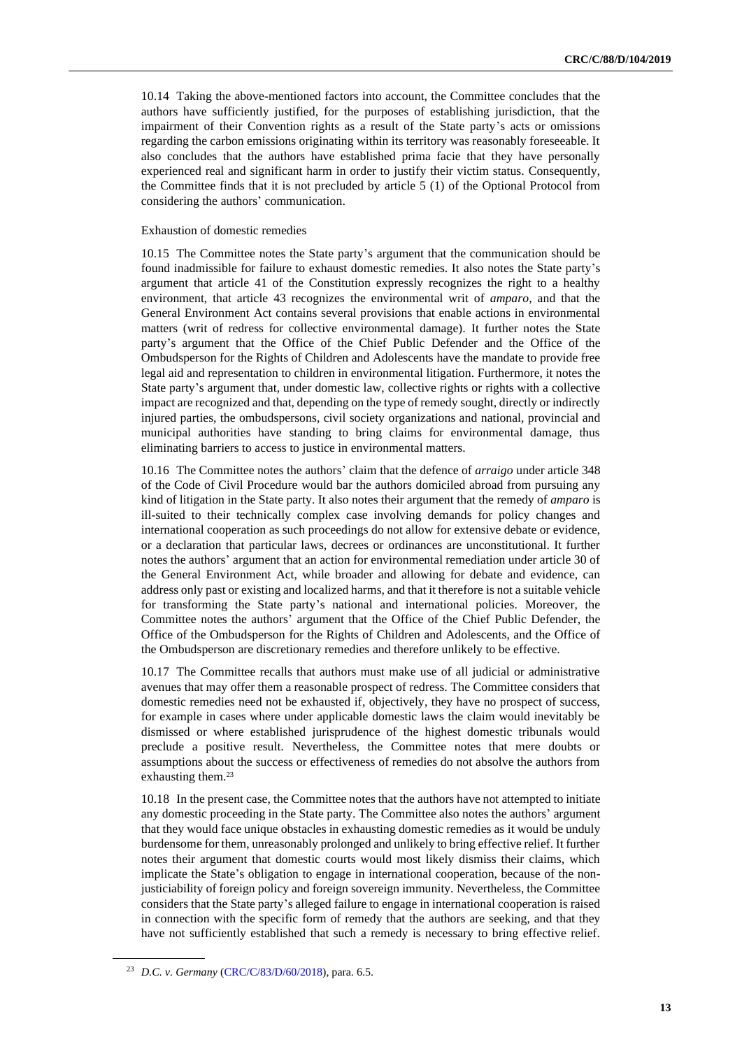10.14 Taking the above-mentioned factors into account, the Committee concludes that the authors have sufficiently justified, for the purposes of establishing jurisdiction, that the impairment of their Convention rights as a result of the State party's acts or omissions regarding the carbon emissions originating within its territory was reasonably foreseeable. It also concludes that the authors have established prima facie that they have personally experienced real and significant harm in order to justify their victim status. Consequently, the Committee finds that it is not precluded by article 5 (1) of the Optional Protocol from considering the authors' communication.

Exhaustion of domestic remedies

10.15 The Committee notes the State party's argument that the communication should be found inadmissible for failure to exhaust domestic remedies. It also notes the State party's argument that article 41 of the Constitution expressly recognizes the right to a healthy environment, that article 43 recognizes the environmental writ of *amparo*, and that the General Environment Act contains several provisions that enable actions in environmental matters (writ of redress for collective environmental damage). It further notes the State party's argument that the Office of the Chief Public Defender and the Office of the Ombudsperson for the Rights of Children and Adolescents have the mandate to provide free legal aid and representation to children in environmental litigation. Furthermore, it notes the State party's argument that, under domestic law, collective rights or rights with a collective impact are recognized and that, depending on the type of remedy sought, directly or indirectly injured parties, the ombudspersons, civil society organizations and national, provincial and municipal authorities have standing to bring claims for environmental damage, thus eliminating barriers to access to justice in environmental matters.

10.16 The Committee notes the authors' claim that the defence of *arraigo* under article 348 of the Code of Civil Procedure would bar the authors domiciled abroad from pursuing any kind of litigation in the State party. It also notes their argument that the remedy of *amparo* is ill-suited to their technically complex case involving demands for policy changes and international cooperation as such proceedings do not allow for extensive debate or evidence, or a declaration that particular laws, decrees or ordinances are unconstitutional. It further notes the authors' argument that an action for environmental remediation under article 30 of the General Environment Act, while broader and allowing for debate and evidence, can address only past or existing and localized harms, and that it therefore is not a suitable vehicle for transforming the State party's national and international policies. Moreover, the Committee notes the authors' argument that the Office of the Chief Public Defender, the Office of the Ombudsperson for the Rights of Children and Adolescents, and the Office of the Ombudsperson are discretionary remedies and therefore unlikely to be effective.

10.17 The Committee recalls that authors must make use of all judicial or administrative avenues that may offer them a reasonable prospect of redress. The Committee considers that domestic remedies need not be exhausted if, objectively, they have no prospect of success, for example in cases where under applicable domestic laws the claim would inevitably be dismissed or where established jurisprudence of the highest domestic tribunals would preclude a positive result. Nevertheless, the Committee notes that mere doubts or assumptions about the success or effectiveness of remedies do not absolve the authors from exhausting them.[23]

10.18 In the present case, the Committee notes that the authors have not attempted to initiate any domestic proceeding in the State party. The Committee also notes the authors' argument that they would face unique obstacles in exhausting domestic remedies as it would be unduly burdensome for them, unreasonably prolonged and unlikely to bring effective relief. It further notes their argument that domestic courts would most likely dismiss their claims, which implicate the State's obligation to engage in international cooperation, because of the non-justiciability of foreign policy and foreign sovereign immunity. Nevertheless, the Committee considers that the State party's alleged failure to engage in international cooperation is raised in connection with the specific form of remedy that the authors are seeking, and that they have not sufficiently established that such a remedy is necessary to bring effective relief.

[23] *D.C. v. Germany* (CRC/C/83/D/60/2018), para. 6.5.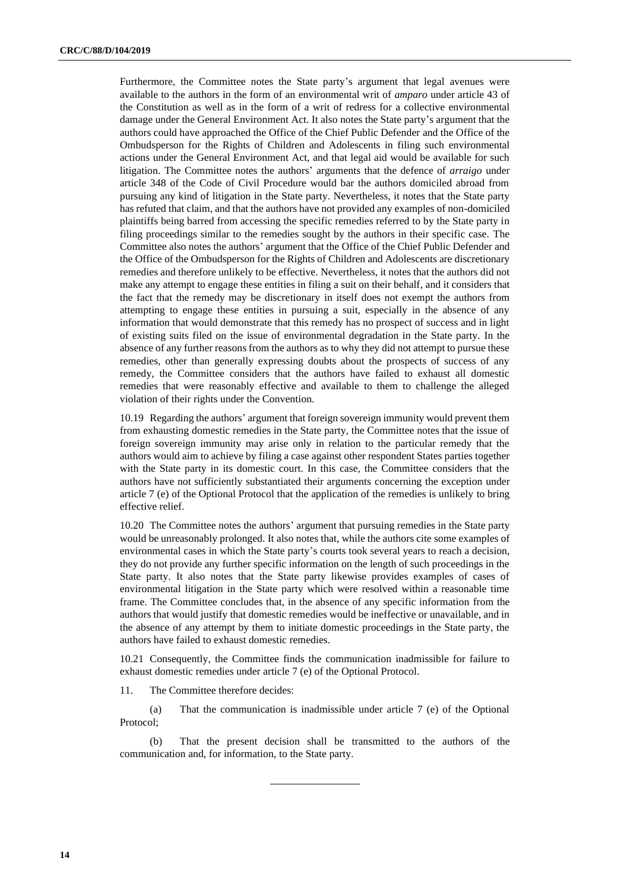Furthermore, the Committee notes the State party's argument that legal avenues were available to the authors in the form of an environmental writ of *amparo* under article 43 of the Constitution as well as in the form of a writ of redress for a collective environmental damage under the General Environment Act. It also notes the State party's argument that the authors could have approached the Office of the Chief Public Defender and the Office of the Ombudsperson for the Rights of Children and Adolescents in filing such environmental actions under the General Environment Act, and that legal aid would be available for such litigation. The Committee notes the authors' arguments that the defence of *arraigo* under article 348 of the Code of Civil Procedure would bar the authors domiciled abroad from pursuing any kind of litigation in the State party. Nevertheless, it notes that the State party has refuted that claim, and that the authors have not provided any examples of non-domiciled plaintiffs being barred from accessing the specific remedies referred to by the State party in filing proceedings similar to the remedies sought by the authors in their specific case. The Committee also notes the authors' argument that the Office of the Chief Public Defender and the Office of the Ombudsperson for the Rights of Children and Adolescents are discretionary remedies and therefore unlikely to be effective. Nevertheless, it notes that the authors did not make any attempt to engage these entities in filing a suit on their behalf, and it considers that the fact that the remedy may be discretionary in itself does not exempt the authors from attempting to engage these entities in pursuing a suit, especially in the absence of any information that would demonstrate that this remedy has no prospect of success and in light of existing suits filed on the issue of environmental degradation in the State party. In the absence of any further reasons from the authors as to why they did not attempt to pursue these remedies, other than generally expressing doubts about the prospects of success of any remedy, the Committee considers that the authors have failed to exhaust all domestic remedies that were reasonably effective and available to them to challenge the alleged violation of their rights under the Convention.

10.19 Regarding the authors' argument that foreign sovereign immunity would prevent them from exhausting domestic remedies in the State party, the Committee notes that the issue of foreign sovereign immunity may arise only in relation to the particular remedy that the authors would aim to achieve by filing a case against other respondent States parties together with the State party in its domestic court. In this case, the Committee considers that the authors have not sufficiently substantiated their arguments concerning the exception under article 7 (e) of the Optional Protocol that the application of the remedies is unlikely to bring effective relief.

10.20 The Committee notes the authors' argument that pursuing remedies in the State party would be unreasonably prolonged. It also notes that, while the authors cite some examples of environmental cases in which the State party's courts took several years to reach a decision, they do not provide any further specific information on the length of such proceedings in the State party. It also notes that the State party likewise provides examples of cases of environmental litigation in the State party which were resolved within a reasonable time frame. The Committee concludes that, in the absence of any specific information from the authors that would justify that domestic remedies would be ineffective or unavailable, and in the absence of any attempt by them to initiate domestic proceedings in the State party, the authors have failed to exhaust domestic remedies.

10.21 Consequently, the Committee finds the communication inadmissible for failure to exhaust domestic remedies under article 7 (e) of the Optional Protocol.

11. The Committee therefore decides:

(a) That the communication is inadmissible under article 7 (e) of the Optional Protocol;

(b) That the present decision shall be transmitted to the authors of the communication and, for information, to the State party.